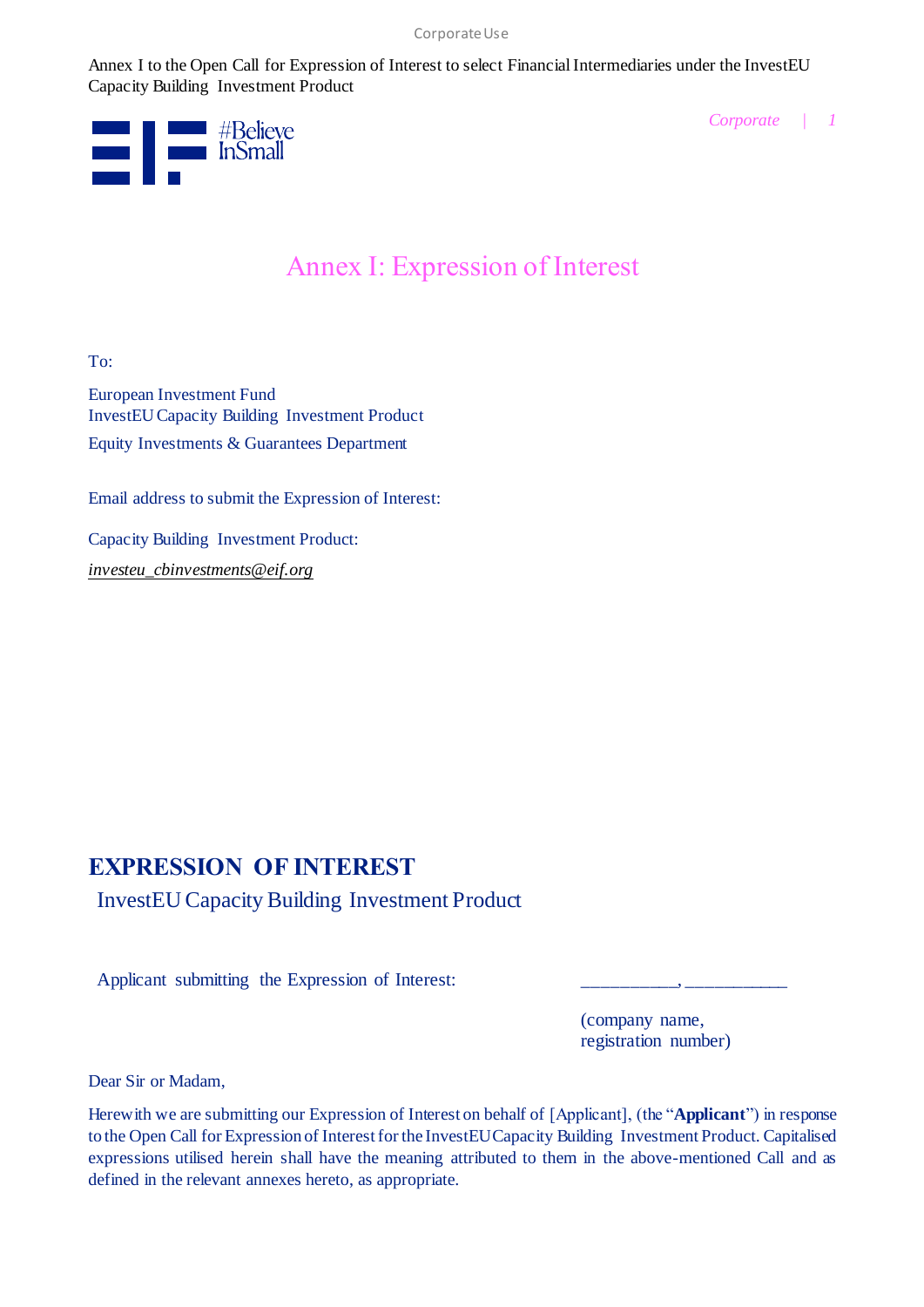# Annex I: Expression of Interest

To:

European Investment Fund
InvestEU Capacity Building Investment Product
Equity Investments & Guarantees Department

Email address to submit the Expression of Interest:

Capacity Building Investment Product:

*investeu_cbinvestments@eif.org*

## EXPRESSION OF INTEREST

InvestEU Capacity Building Investment Product

Applicant submitting the Expression of Interest: __________, ___________

(company name, registration number)

Dear Sir or Madam,

Herewith we are submitting our Expression of Interest on behalf of [Applicant], (the "**Applicant**") in response to the Open Call for Expression of Interest for the InvestEU Capacity Building Investment Product. Capitalised expressions utilised herein shall have the meaning attributed to them in the above-mentioned Call and as defined in the relevant annexes hereto, as appropriate.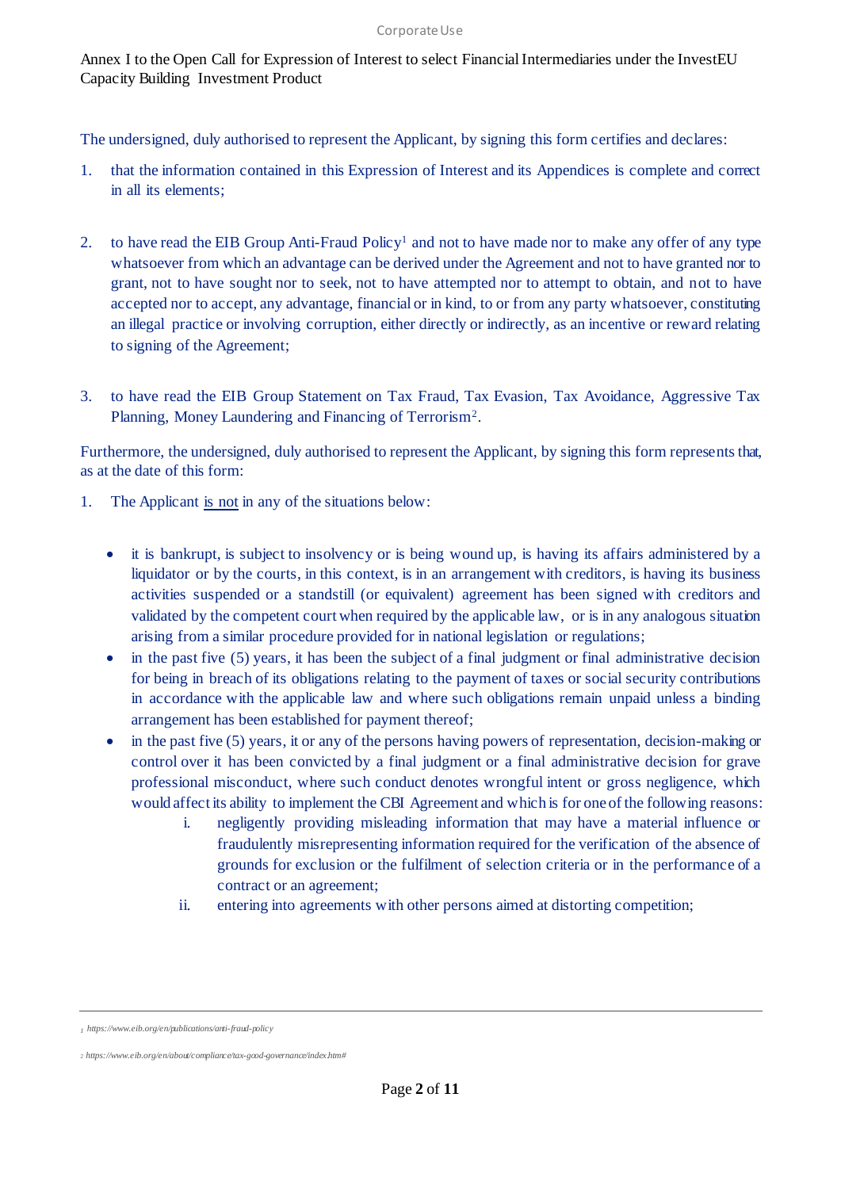Annex I to the Open Call for Expression of Interest to select Financial Intermediaries under the InvestEU Capacity Building Investment Product

The undersigned, duly authorised to represent the Applicant, by signing this form certifies and declares:

1. that the information contained in this Expression of Interest and its Appendices is complete and correct in all its elements;

2. to have read the EIB Group Anti-Fraud Policy[1] and not to have made nor to make any offer of any type whatsoever from which an advantage can be derived under the Agreement and not to have granted nor to grant, not to have sought nor to seek, not to have attempted nor to attempt to obtain, and not to have accepted nor to accept, any advantage, financial or in kind, to or from any party whatsoever, constituting an illegal practice or involving corruption, either directly or indirectly, as an incentive or reward relating to signing of the Agreement;

3. to have read the EIB Group Statement on Tax Fraud, Tax Evasion, Tax Avoidance, Aggressive Tax Planning, Money Laundering and Financing of Terrorism[2].

Furthermore, the undersigned, duly authorised to represent the Applicant, by signing this form represents that, as at the date of this form:

1. The Applicant <u>is not</u> in any of the situations below:

   - it is bankrupt, is subject to insolvency or is being wound up, is having its affairs administered by a liquidator or by the courts, in this context, is in an arrangement with creditors, is having its business activities suspended or a standstill (or equivalent) agreement has been signed with creditors and validated by the competent court when required by the applicable law, or is in any analogous situation arising from a similar procedure provided for in national legislation or regulations;
   - in the past five (5) years, it has been the subject of a final judgment or final administrative decision for being in breach of its obligations relating to the payment of taxes or social security contributions in accordance with the applicable law and where such obligations remain unpaid unless a binding arrangement has been established for payment thereof;
   - in the past five (5) years, it or any of the persons having powers of representation, decision-making or control over it has been convicted by a final judgment or a final administrative decision for grave professional misconduct, where such conduct denotes wrongful intent or gross negligence, which would affect its ability to implement the CBI Agreement and which is for one of the following reasons:
     1. negligently providing misleading information that may have a material influence or fraudulently misrepresenting information required for the verification of the absence of grounds for exclusion or the fulfilment of selection criteria or in the performance of a contract or an agreement;
     2. entering into agreements with other persons aimed at distorting competition;

---

[1] https://www.eib.org/en/publications/anti-fraud-policy

[2] https://www.eib.org/en/about/compliance/tax-good-governance/index.htm#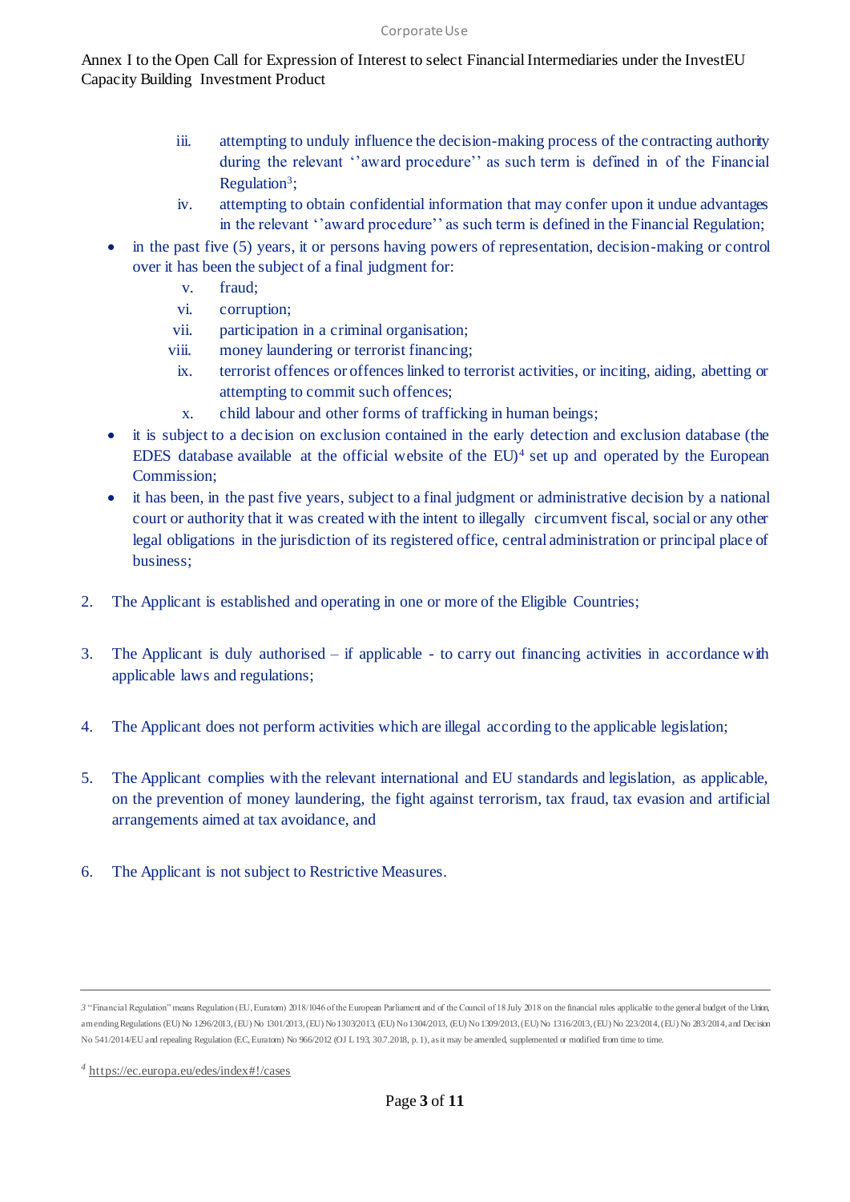iii. attempting to unduly influence the decision-making process of the contracting authority during the relevant ''award procedure'' as such term is defined in of the Financial Regulation[3];

iv. attempting to obtain confidential information that may confer upon it undue advantages in the relevant ''award procedure'' as such term is defined in the Financial Regulation;

- in the past five (5) years, it or persons having powers of representation, decision-making or control over it has been the subject of a final judgment for:

  v. fraud;

  vi. corruption;

  vii. participation in a criminal organisation;

  viii. money laundering or terrorist financing;

  ix. terrorist offences or offences linked to terrorist activities, or inciting, aiding, abetting or attempting to commit such offences;

  x. child labour and other forms of trafficking in human beings;

- it is subject to a decision on exclusion contained in the early detection and exclusion database (the EDES database available at the official website of the EU)[4] set up and operated by the European Commission;
- it has been, in the past five years, subject to a final judgment or administrative decision by a national court or authority that it was created with the intent to illegally circumvent fiscal, social or any other legal obligations in the jurisdiction of its registered office, central administration or principal place of business;

2. The Applicant is established and operating in one or more of the Eligible Countries;

3. The Applicant is duly authorised – if applicable - to carry out financing activities in accordance with applicable laws and regulations;

4. The Applicant does not perform activities which are illegal according to the applicable legislation;

5. The Applicant complies with the relevant international and EU standards and legislation, as applicable, on the prevention of money laundering, the fight against terrorism, tax fraud, tax evasion and artificial arrangements aimed at tax avoidance, and

6. The Applicant is not subject to Restrictive Measures.

---

3 "Financial Regulation" means Regulation (EU, Euratom) 2018/1046 of the European Parliament and of the Council of 18 July 2018 on the financial rules applicable to the general budget of the Union, amending Regulations (EU) No 1296/2013, (EU) No 1301/2013, (EU) No 1303/2013, (EU) No 1304/2013, (EU) No 1309/2013, (EU) No 1316/2013, (EU) No 223/2014, (EU) No 283/2014, and Decision No 541/2014/EU and repealing Regulation (EC, Euratom) No 966/2012 (OJ L 193, 30.7.2018, p. 1), as it may be amended, supplemented or modified from time to time.

4 https://ec.europa.eu/edes/index#!/cases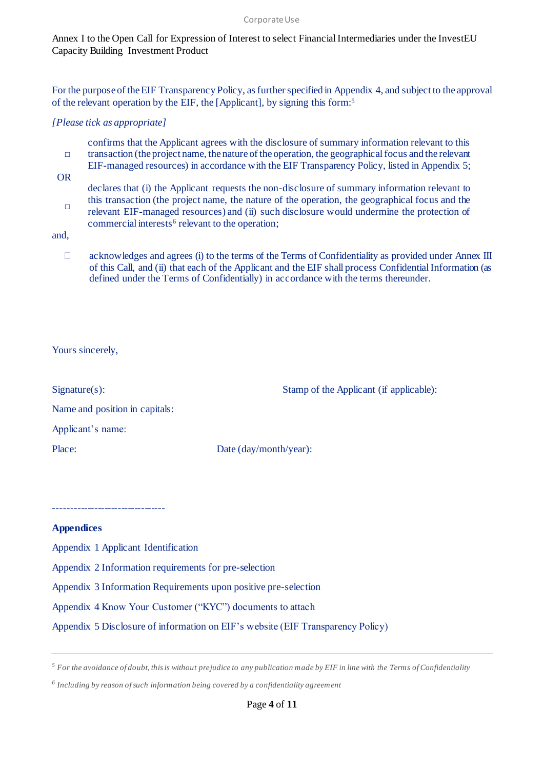Annex I to the Open Call for Expression of Interest to select Financial Intermediaries under the InvestEU Capacity Building Investment Product

For the purpose of the EIF Transparency Policy, as further specified in Appendix 4, and subject to the approval of the relevant operation by the EIF, the [Applicant], by signing this form:[5]

*[Please tick as appropriate]*

□ confirms that the Applicant agrees with the disclosure of summary information relevant to this transaction (the project name, the nature of the operation, the geographical focus and the relevant EIF-managed resources) in accordance with the EIF Transparency Policy, listed in Appendix 5;

OR

□ declares that (i) the Applicant requests the non-disclosure of summary information relevant to this transaction (the project name, the nature of the operation, the geographical focus and the relevant EIF-managed resources) and (ii) such disclosure would undermine the protection of commercial interests[6] relevant to the operation;

and,

□ acknowledges and agrees (i) to the terms of the Terms of Confidentiality as provided under Annex III of this Call, and (ii) that each of the Applicant and the EIF shall process Confidential Information (as defined under the Terms of Confidentially) in accordance with the terms thereunder.

Yours sincerely,

Signature(s): Stamp of the Applicant (if applicable):

Name and position in capitals:

Applicant's name:

Place: Date (day/month/year):

--------------------------------

**Appendices**

Appendix 1 Applicant Identification

Appendix 2 Information requirements for pre-selection

Appendix 3 Information Requirements upon positive pre-selection

Appendix 4 Know Your Customer ("KYC") documents to attach

Appendix 5 Disclosure of information on EIF's website (EIF Transparency Policy)

---

[5] *For the avoidance of doubt, this is without prejudice to any publication made by EIF in line with the Terms of Confidentiality*

[6] *Including by reason of such information being covered by a confidentiality agreement*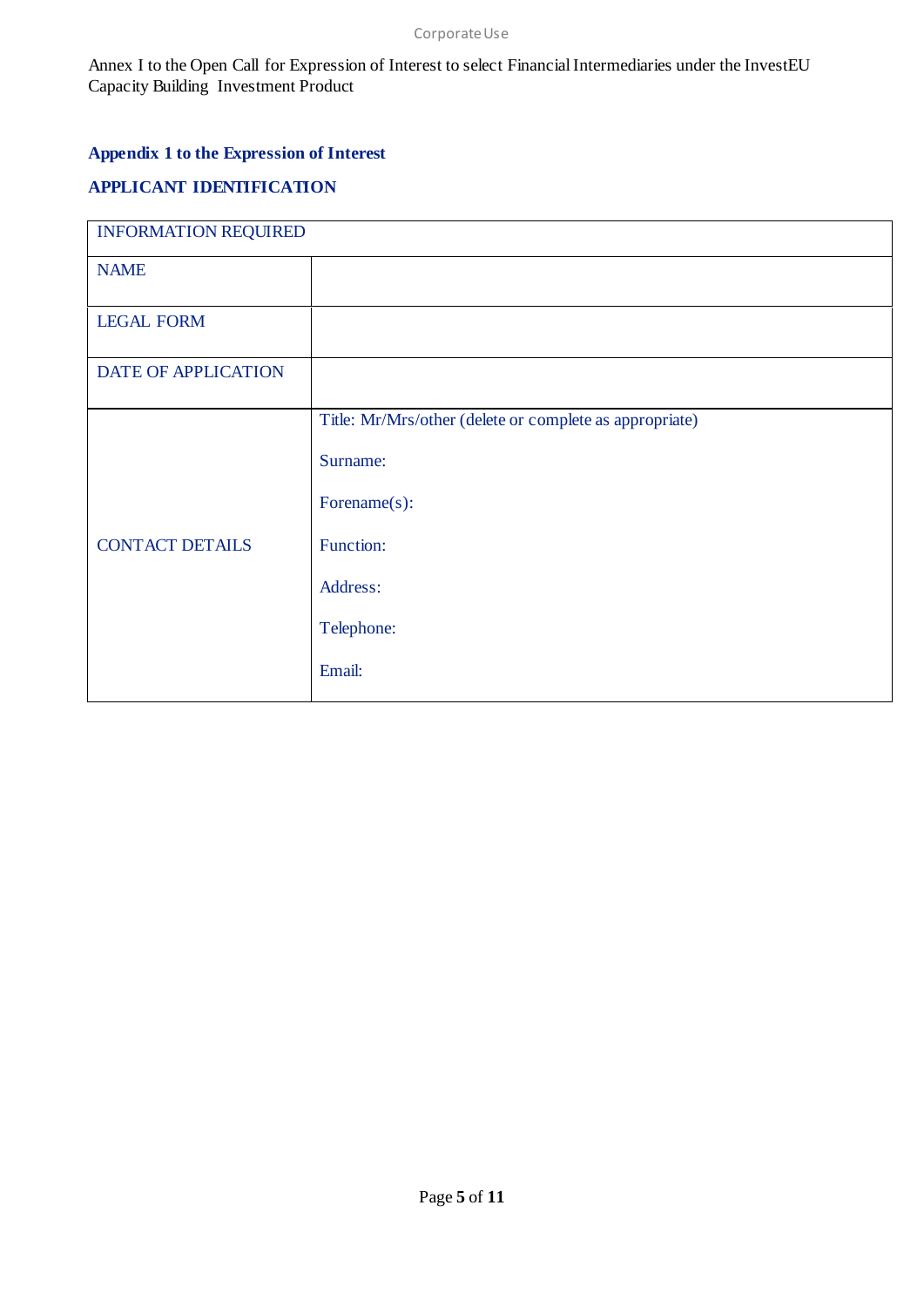Annex I to the Open Call for Expression of Interest to select Financial Intermediaries under the InvestEU Capacity Building Investment Product

**Appendix 1 to the Expression of Interest**

**APPLICANT IDENTIFICATION**

| INFORMATION REQUIRED | |
|---|---|
| NAME | |
| LEGAL FORM | |
| DATE OF APPLICATION | |
| CONTACT DETAILS | Title: Mr/Mrs/other (delete or complete as appropriate)<br><br>Surname:<br><br>Forename(s):<br><br>Function:<br><br>Address:<br><br>Telephone:<br><br>Email: |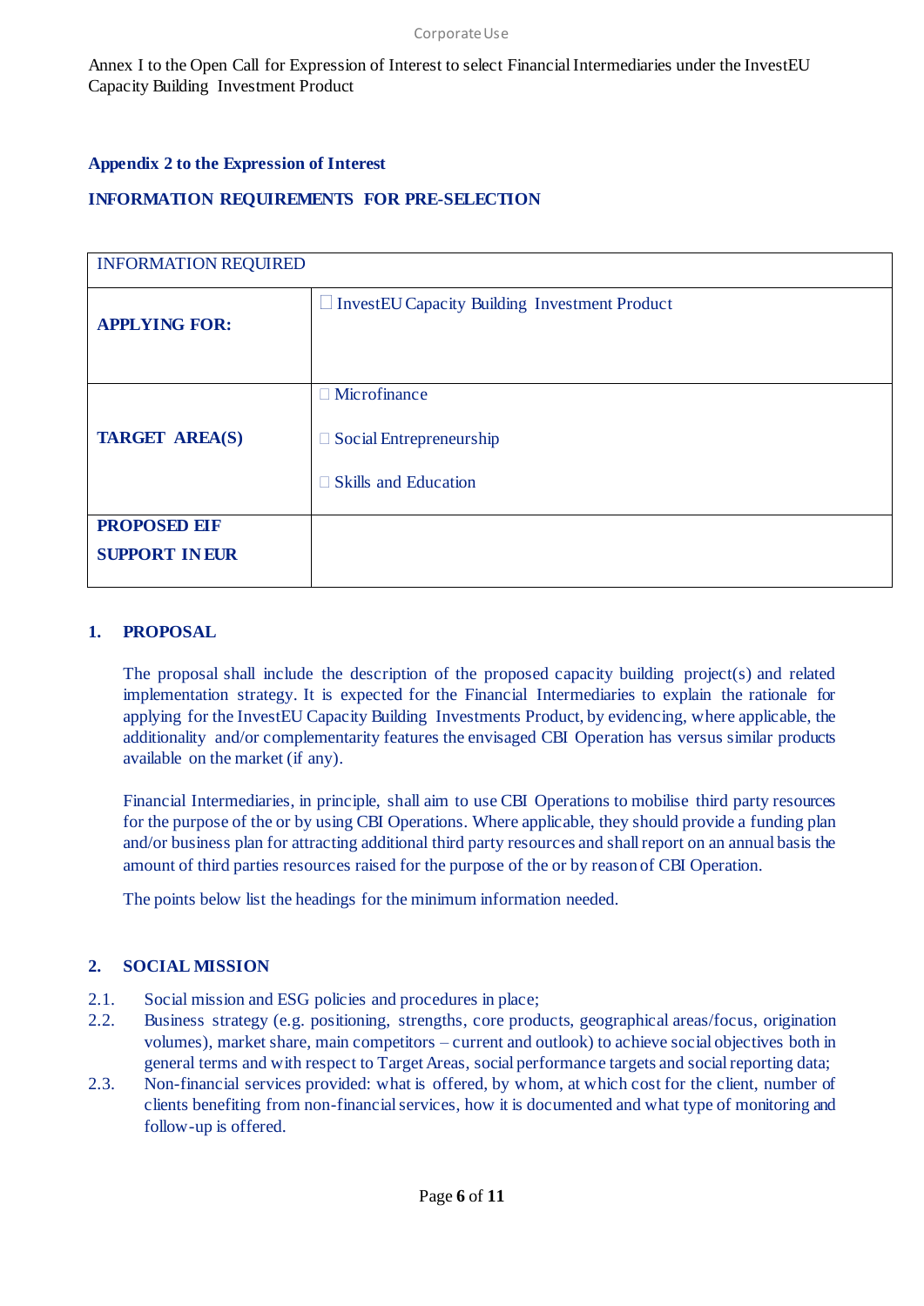Annex I to the Open Call for Expression of Interest to select Financial Intermediaries under the InvestEU Capacity Building Investment Product

**Appendix 2 to the Expression of Interest**

**INFORMATION REQUIREMENTS FOR PRE-SELECTION**

| INFORMATION REQUIRED | |
|---|---|
| **APPLYING FOR:** | ☐ InvestEU Capacity Building Investment Product |
| **TARGET AREA(S)** | ☐ Microfinance<br><br>☐ Social Entrepreneurship<br><br>☐ Skills and Education |
| **PROPOSED EIF SUPPORT IN EUR** | |

## 1. PROPOSAL

The proposal shall include the description of the proposed capacity building project(s) and related implementation strategy. It is expected for the Financial Intermediaries to explain the rationale for applying for the InvestEU Capacity Building Investments Product, by evidencing, where applicable, the additionality and/or complementarity features the envisaged CBI Operation has versus similar products available on the market (if any).

Financial Intermediaries, in principle, shall aim to use CBI Operations to mobilise third party resources for the purpose of the or by using CBI Operations. Where applicable, they should provide a funding plan and/or business plan for attracting additional third party resources and shall report on an annual basis the amount of third parties resources raised for the purpose of the or by reason of CBI Operation.

The points below list the headings for the minimum information needed.

## 2. SOCIAL MISSION

2.1. Social mission and ESG policies and procedures in place;

2.2. Business strategy (e.g. positioning, strengths, core products, geographical areas/focus, origination volumes), market share, main competitors – current and outlook) to achieve social objectives both in general terms and with respect to Target Areas, social performance targets and social reporting data;

2.3. Non-financial services provided: what is offered, by whom, at which cost for the client, number of clients benefiting from non-financial services, how it is documented and what type of monitoring and follow-up is offered.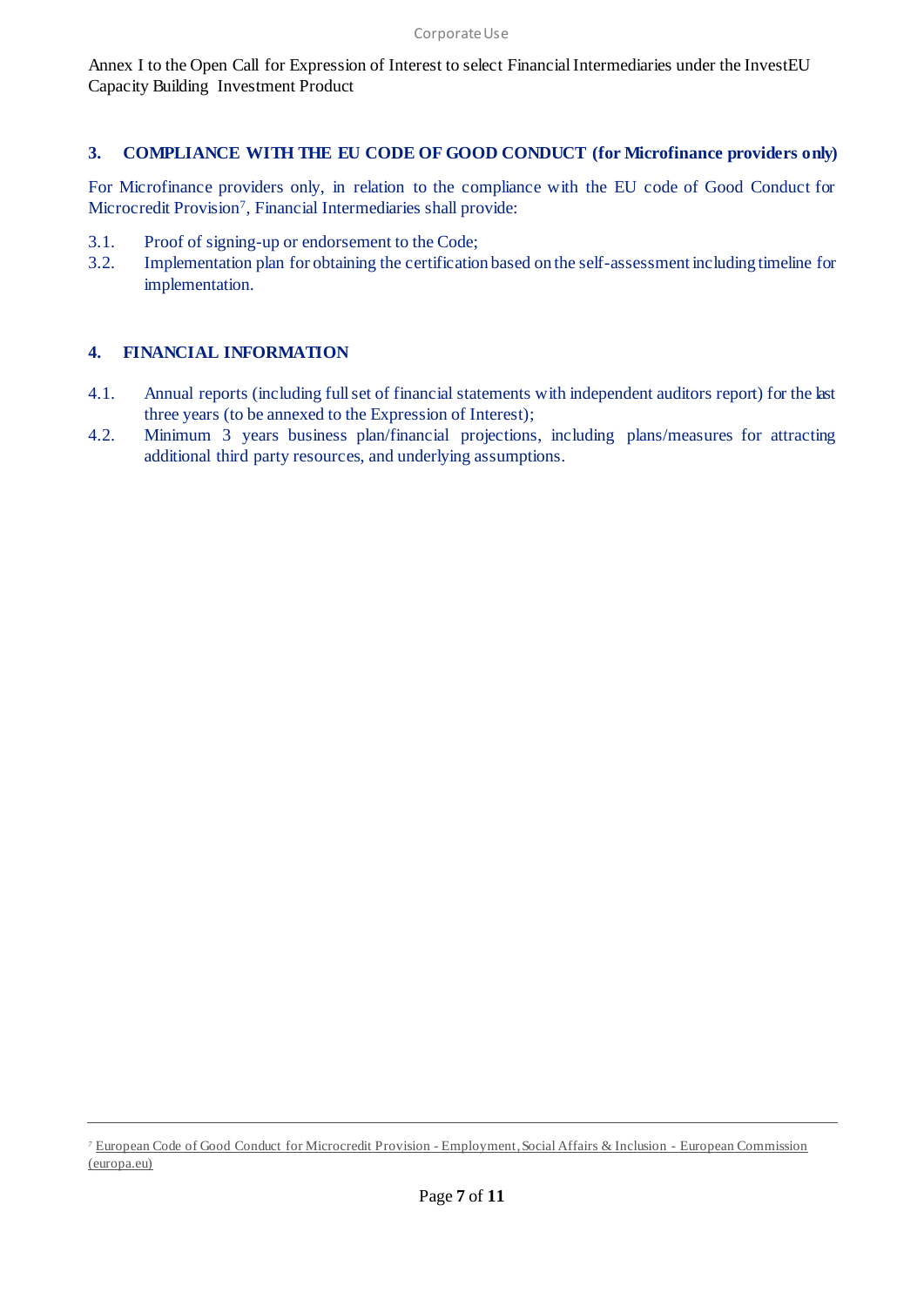## 3. COMPLIANCE WITH THE EU CODE OF GOOD CONDUCT (for Microfinance providers only)

For Microfinance providers only, in relation to the compliance with the EU code of Good Conduct for Microcredit Provision[7], Financial Intermediaries shall provide:

3.1. Proof of signing-up or endorsement to the Code;

3.2. Implementation plan for obtaining the certification based on the self-assessment including timeline for implementation.

## 4. FINANCIAL INFORMATION

4.1. Annual reports (including full set of financial statements with independent auditors report) for the last three years (to be annexed to the Expression of Interest);

4.2. Minimum 3 years business plan/financial projections, including plans/measures for attracting additional third party resources, and underlying assumptions.

---

[7] European Code of Good Conduct for Microcredit Provision - Employment, Social Affairs & Inclusion - European Commission (europa.eu)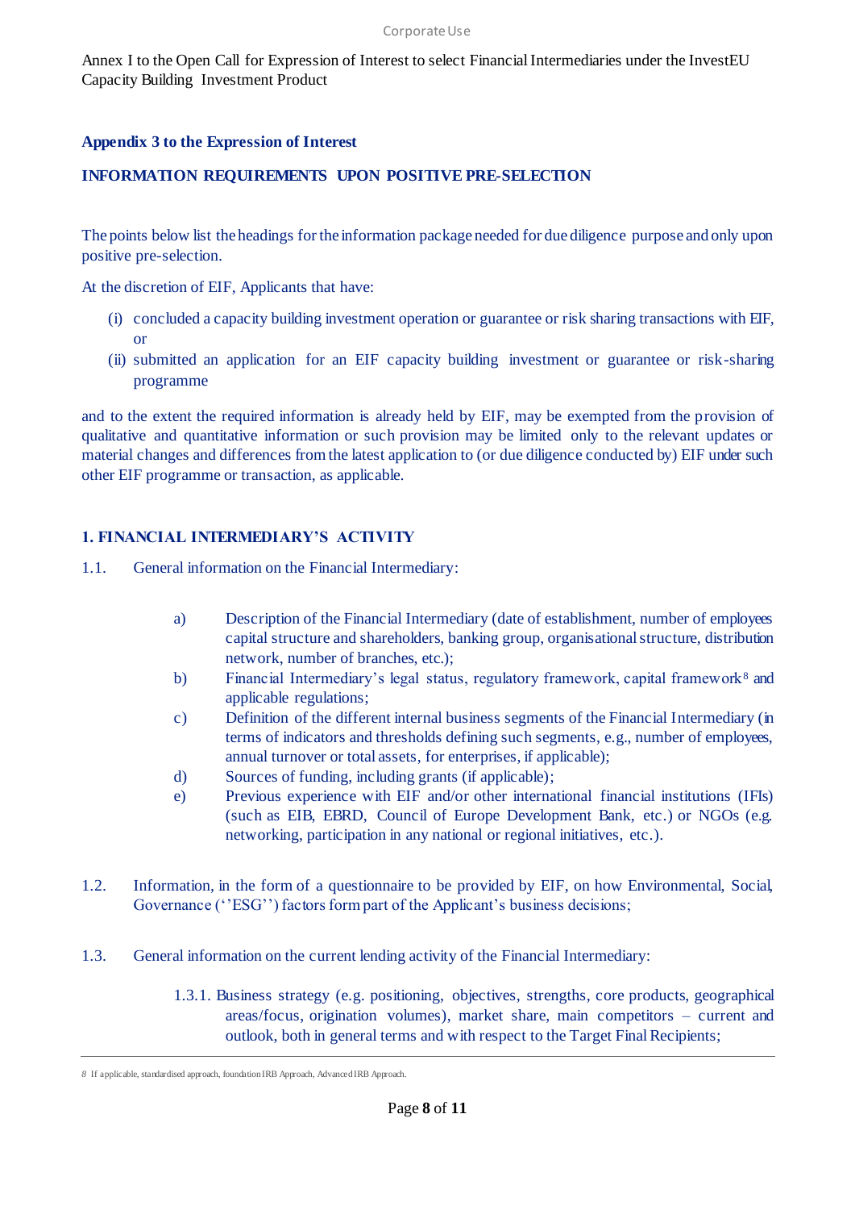## Appendix 3 to the Expression of Interest

## INFORMATION REQUIREMENTS UPON POSITIVE PRE-SELECTION

The points below list the headings for the information package needed for due diligence purpose and only upon positive pre-selection.

At the discretion of EIF, Applicants that have:

(i) concluded a capacity building investment operation or guarantee or risk sharing transactions with EIF, or

(ii) submitted an application for an EIF capacity building investment or guarantee or risk-sharing programme

and to the extent the required information is already held by EIF, may be exempted from the provision of qualitative and quantitative information or such provision may be limited only to the relevant updates or material changes and differences from the latest application to (or due diligence conducted by) EIF under such other EIF programme or transaction, as applicable.

### 1. FINANCIAL INTERMEDIARY'S ACTIVITY

1.1. General information on the Financial Intermediary:

a) Description of the Financial Intermediary (date of establishment, number of employees capital structure and shareholders, banking group, organisational structure, distribution network, number of branches, etc.);

b) Financial Intermediary's legal status, regulatory framework, capital framework[8] and applicable regulations;

c) Definition of the different internal business segments of the Financial Intermediary (in terms of indicators and thresholds defining such segments, e.g., number of employees, annual turnover or total assets, for enterprises, if applicable);

d) Sources of funding, including grants (if applicable);

e) Previous experience with EIF and/or other international financial institutions (IFIs) (such as EIB, EBRD, Council of Europe Development Bank, etc.) or NGOs (e.g. networking, participation in any national or regional initiatives, etc.).

1.2. Information, in the form of a questionnaire to be provided by EIF, on how Environmental, Social, Governance (''ESG'') factors form part of the Applicant's business decisions;

1.3. General information on the current lending activity of the Financial Intermediary:

1.3.1. Business strategy (e.g. positioning, objectives, strengths, core products, geographical areas/focus, origination volumes), market share, main competitors – current and outlook, both in general terms and with respect to the Target Final Recipients;

---

[8] If applicable, standardised approach, foundation IRB Approach, Advanced IRB Approach.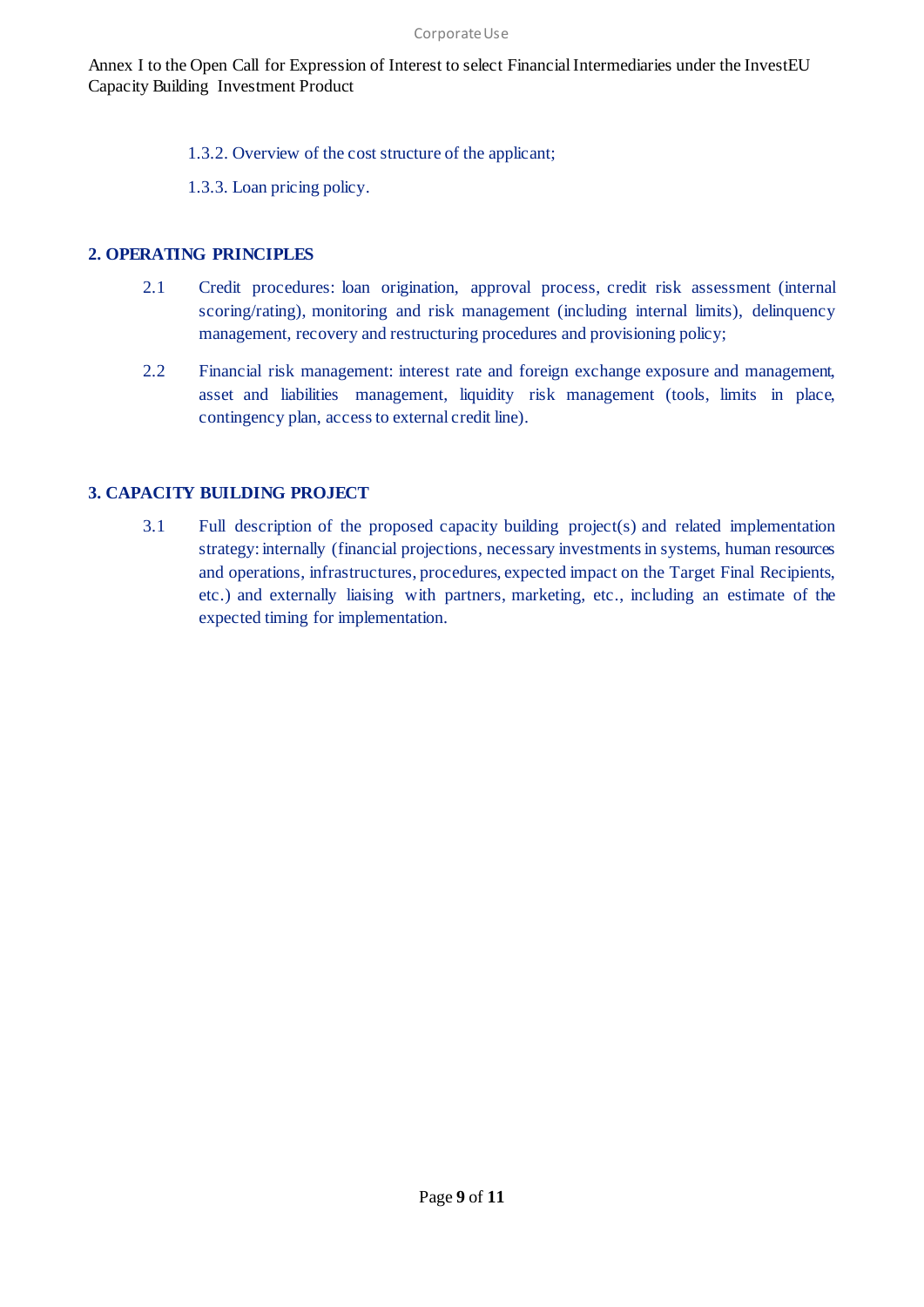1.3.2. Overview of the cost structure of the applicant;

1.3.3. Loan pricing policy.

## 2. OPERATING PRINCIPLES

2.1 Credit procedures: loan origination, approval process, credit risk assessment (internal scoring/rating), monitoring and risk management (including internal limits), delinquency management, recovery and restructuring procedures and provisioning policy;

2.2 Financial risk management: interest rate and foreign exchange exposure and management, asset and liabilities management, liquidity risk management (tools, limits in place, contingency plan, access to external credit line).

## 3. CAPACITY BUILDING PROJECT

3.1 Full description of the proposed capacity building project(s) and related implementation strategy: internally (financial projections, necessary investments in systems, human resources and operations, infrastructures, procedures, expected impact on the Target Final Recipients, etc.) and externally liaising with partners, marketing, etc., including an estimate of the expected timing for implementation.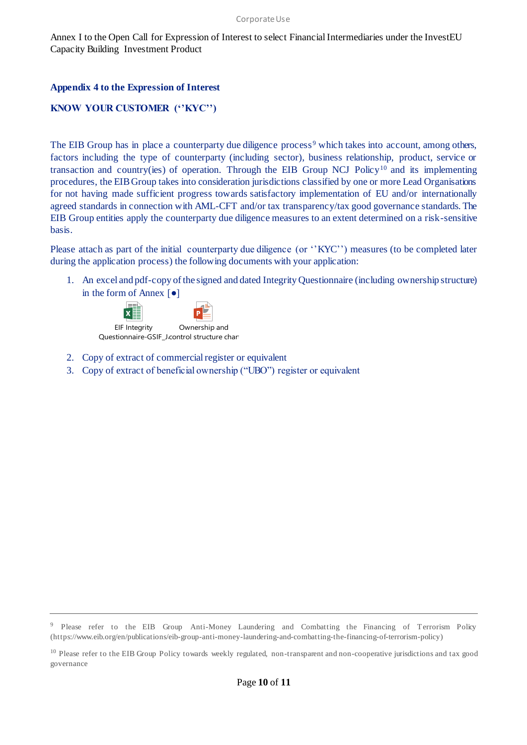Annex I to the Open Call for Expression of Interest to select Financial Intermediaries under the InvestEU Capacity Building Investment Product

## Appendix 4 to the Expression of Interest

## KNOW YOUR CUSTOMER (''KYC'')

The EIB Group has in place a counterparty due diligence process[9] which takes into account, among others, factors including the type of counterparty (including sector), business relationship, product, service or transaction and country(ies) of operation. Through the EIB Group NCJ Policy[10] and its implementing procedures, the EIB Group takes into consideration jurisdictions classified by one or more Lead Organisations for not having made sufficient progress towards satisfactory implementation of EU and/or internationally agreed standards in connection with AML-CFT and/or tax transparency/tax good governance standards. The EIB Group entities apply the counterparty due diligence measures to an extent determined on a risk-sensitive basis.

Please attach as part of the initial counterparty due diligence (or ''KYC'') measures (to be completed later during the application process) the following documents with your application:

1. An excel and pdf-copy of the signed and dated Integrity Questionnaire (including ownership structure) in the form of Annex [●]

   EIF Integrity Questionnaire-GSIF_J    Ownership and control structure char

2. Copy of extract of commercial register or equivalent
3. Copy of extract of beneficial ownership ("UBO") register or equivalent

---

[9] Please refer to the EIB Group Anti-Money Laundering and Combatting the Financing of Terrorism Policy (https://www.eib.org/en/publications/eib-group-anti-money-laundering-and-combatting-the-financing-of-terrorism-policy)

[10] Please refer to the EIB Group Policy towards weekly regulated, non-transparent and non-cooperative jurisdictions and tax good governance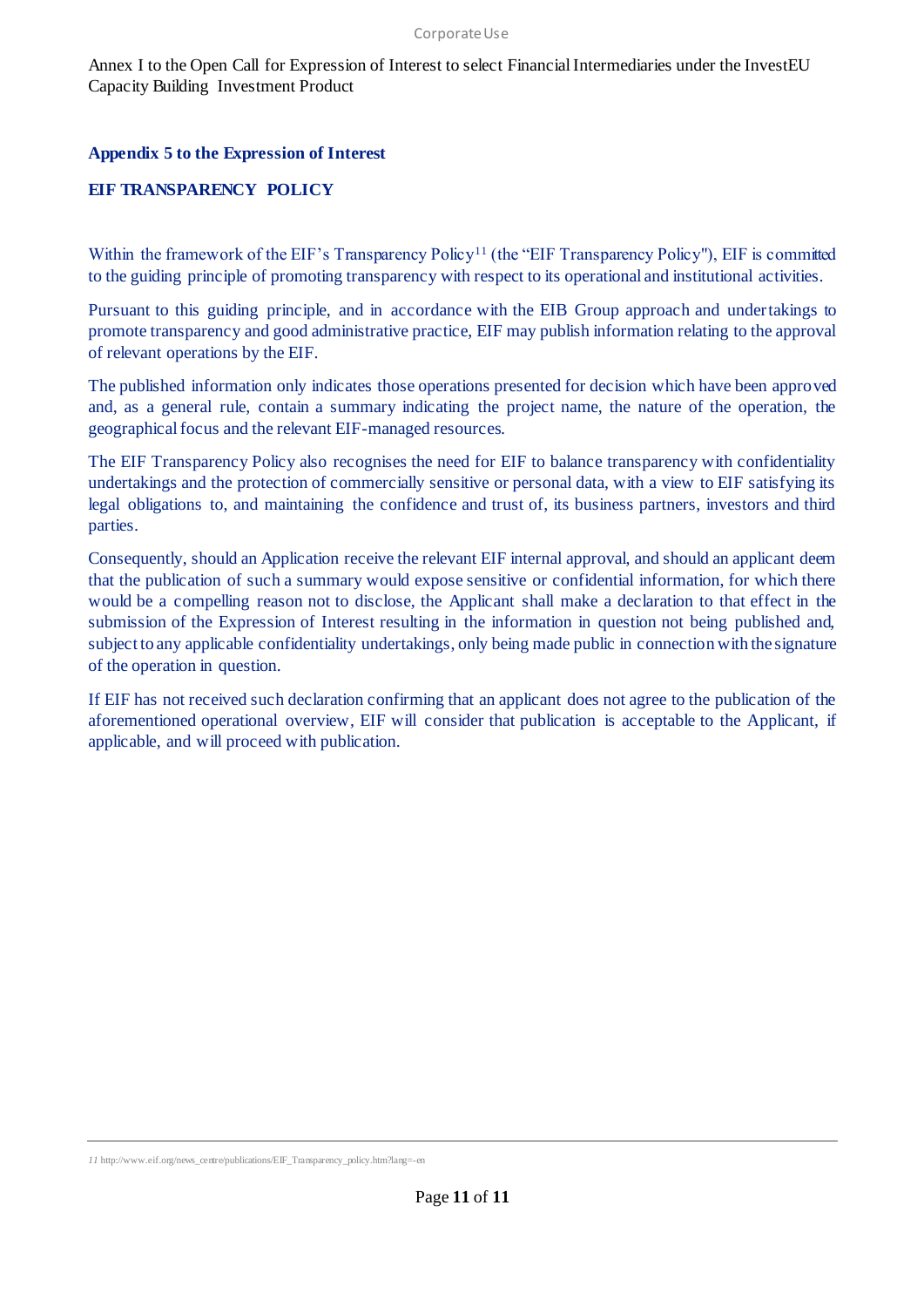## Appendix 5 to the Expression of Interest

## EIF TRANSPARENCY POLICY

Within the framework of the EIF's Transparency Policy[11] (the "EIF Transparency Policy"), EIF is committed to the guiding principle of promoting transparency with respect to its operational and institutional activities.

Pursuant to this guiding principle, and in accordance with the EIB Group approach and undertakings to promote transparency and good administrative practice, EIF may publish information relating to the approval of relevant operations by the EIF.

The published information only indicates those operations presented for decision which have been approved and, as a general rule, contain a summary indicating the project name, the nature of the operation, the geographical focus and the relevant EIF-managed resources.

The EIF Transparency Policy also recognises the need for EIF to balance transparency with confidentiality undertakings and the protection of commercially sensitive or personal data, with a view to EIF satisfying its legal obligations to, and maintaining the confidence and trust of, its business partners, investors and third parties.

Consequently, should an Application receive the relevant EIF internal approval, and should an applicant deem that the publication of such a summary would expose sensitive or confidential information, for which there would be a compelling reason not to disclose, the Applicant shall make a declaration to that effect in the submission of the Expression of Interest resulting in the information in question not being published and, subject to any applicable confidentiality undertakings, only being made public in connection with the signature of the operation in question.

If EIF has not received such declaration confirming that an applicant does not agree to the publication of the aforementioned operational overview, EIF will consider that publication is acceptable to the Applicant, if applicable, and will proceed with publication.

---

11 http://www.eif.org/news_centre/publications/EIF_Transparency_policy.htm?lang=-en